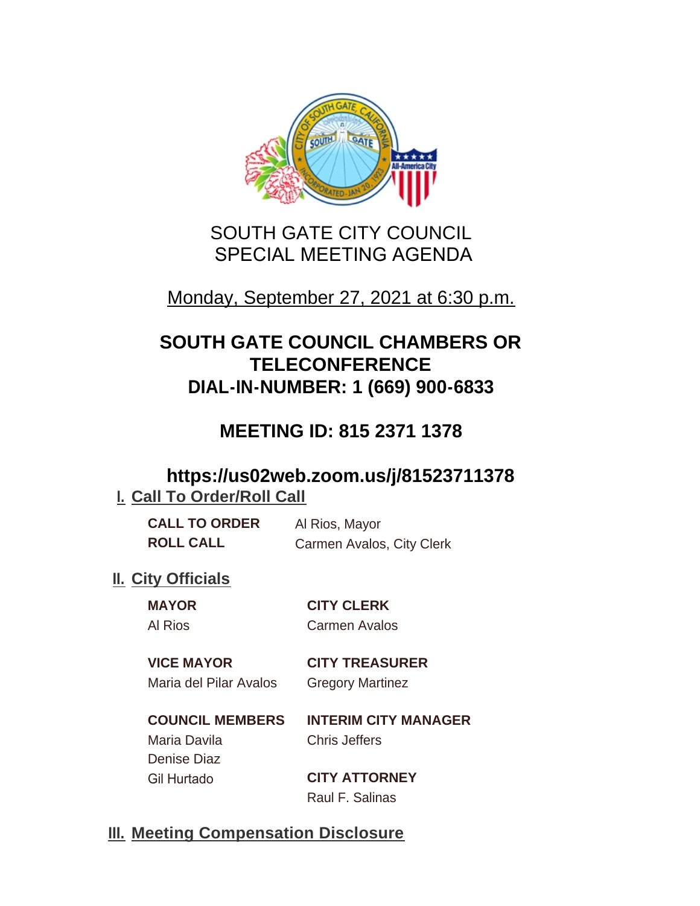# SOUTH GATE CITY COUNCIL
# SPECIAL MEETING AGENDA

Monday, September 27, 2021 at 6:30 p.m.

## SOUTH GATE COUNCIL CHAMBERS OR TELECONFERENCE
## DIAL-IN-NUMBER: 1 (669) 900-6833

## MEETING ID: 815 2371 1378

## https://us02web.zoom.us/j/81523711378

## I. Call To Order/Roll Call

**CALL TO ORDER** Al Rios, Mayor

**ROLL CALL** Carmen Avalos, City Clerk

## II. City Officials

**MAYOR**
Al Rios

**VICE MAYOR**
Maria del Pilar Avalos

**COUNCIL MEMBERS**
Maria Davila
Denise Diaz
Gil Hurtado

**CITY CLERK**
Carmen Avalos

**CITY TREASURER**
Gregory Martinez

**INTERIM CITY MANAGER**
Chris Jeffers

**CITY ATTORNEY**
Raul F. Salinas

## III. Meeting Compensation Disclosure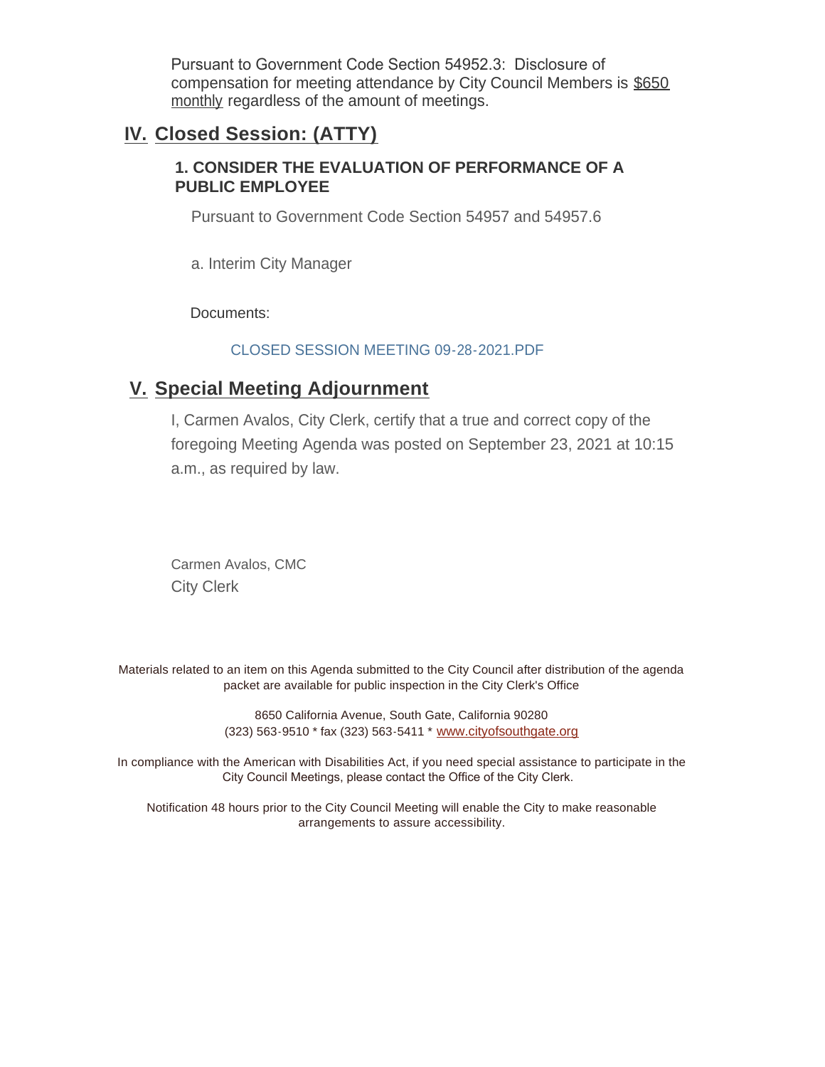Pursuant to Government Code Section 54952.3: Disclosure of compensation for meeting attendance by City Council Members is $650 monthly regardless of the amount of meetings.

## IV. Closed Session: (ATTY)

### 1. CONSIDER THE EVALUATION OF PERFORMANCE OF A PUBLIC EMPLOYEE

Pursuant to Government Code Section 54957 and 54957.6

a. Interim City Manager

Documents:

CLOSED SESSION MEETING 09-28-2021.PDF

## V. Special Meeting Adjournment

I, Carmen Avalos, City Clerk, certify that a true and correct copy of the foregoing Meeting Agenda was posted on September 23, 2021 at 10:15 a.m., as required by law.

Carmen Avalos, CMC
City Clerk

Materials related to an item on this Agenda submitted to the City Council after distribution of the agenda packet are available for public inspection in the City Clerk's Office

8650 California Avenue, South Gate, California 90280
(323) 563-9510 * fax (323) 563-5411 * www.cityofsouthgate.org

In compliance with the American with Disabilities Act, if you need special assistance to participate in the City Council Meetings, please contact the Office of the City Clerk.

Notification 48 hours prior to the City Council Meeting will enable the City to make reasonable arrangements to assure accessibility.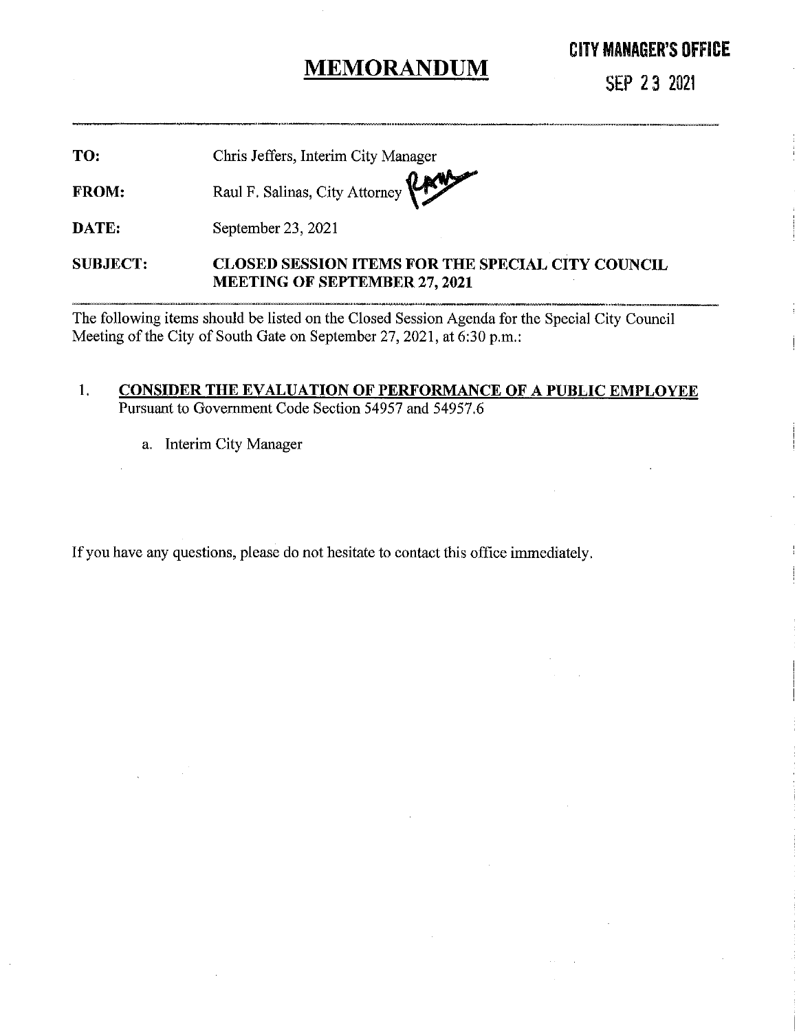# MEMORANDUM

**CITY MANAGER'S OFFICE**

SEP 23 2021

| | |
|---|---|
| **TO:** | Chris Jeffers, Interim City Manager |
| **FROM:** | Raul F. Salinas, City Attorney |
| **DATE:** | September 23, 2021 |
| **SUBJECT:** | **CLOSED SESSION ITEMS FOR THE SPECIAL CITY COUNCIL MEETING OF SEPTEMBER 27, 2021** |

The following items should be listed on the Closed Session Agenda for the Special City Council Meeting of the City of South Gate on September 27, 2021, at 6:30 p.m.:

1. **CONSIDER THE EVALUATION OF PERFORMANCE OF A PUBLIC EMPLOYEE**
   Pursuant to Government Code Section 54957 and 54957.6

   a. Interim City Manager

If you have any questions, please do not hesitate to contact this office immediately.